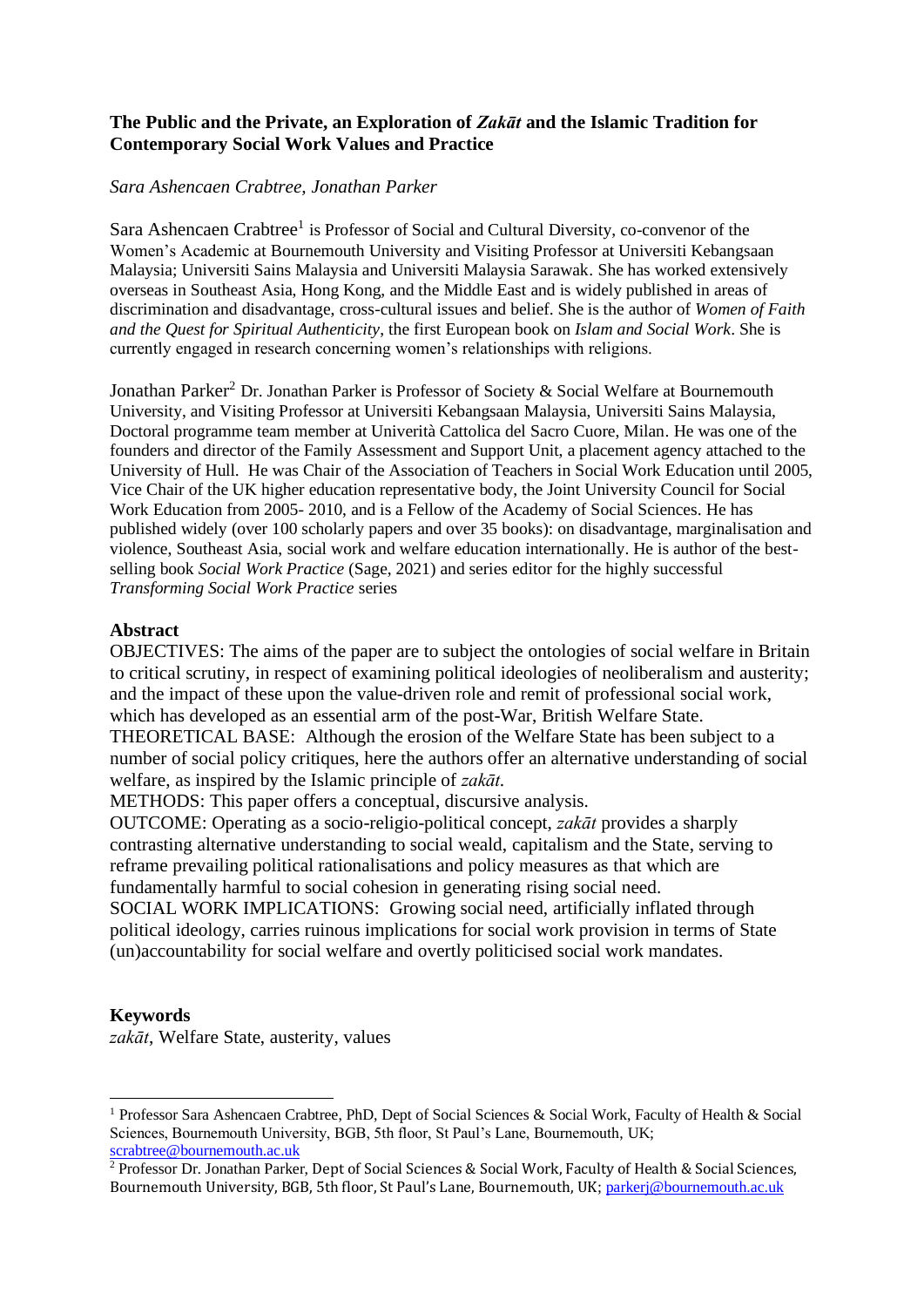**The Public and the Private, an Exploration of *Zakāt* and the Islamic Tradition for Contemporary Social Work Values and Practice**

*Sara Ashencaen Crabtree, Jonathan Parker*

Sara Ashencaen Crabtree[1] is Professor of Social and Cultural Diversity, co-convenor of the Women's Academic at Bournemouth University and Visiting Professor at Universiti Kebangsaan Malaysia; Universiti Sains Malaysia and Universiti Malaysia Sarawak. She has worked extensively overseas in Southeast Asia, Hong Kong, and the Middle East and is widely published in areas of discrimination and disadvantage, cross-cultural issues and belief. She is the author of *Women of Faith and the Quest for Spiritual Authenticity*, the first European book on *Islam and Social Work*. She is currently engaged in research concerning women's relationships with religions.

Jonathan Parker[2] Dr. Jonathan Parker is Professor of Society & Social Welfare at Bournemouth University, and Visiting Professor at Universiti Kebangsaan Malaysia, Universiti Sains Malaysia, Doctoral programme team member at Univerità Cattolica del Sacro Cuore, Milan. He was one of the founders and director of the Family Assessment and Support Unit, a placement agency attached to the University of Hull. He was Chair of the Association of Teachers in Social Work Education until 2005, Vice Chair of the UK higher education representative body, the Joint University Council for Social Work Education from 2005- 2010, and is a Fellow of the Academy of Social Sciences. He has published widely (over 100 scholarly papers and over 35 books): on disadvantage, marginalisation and violence, Southeast Asia, social work and welfare education internationally. He is author of the best-selling book *Social Work Practice* (Sage, 2021) and series editor for the highly successful *Transforming Social Work Practice* series

## Abstract

OBJECTIVES: The aims of the paper are to subject the ontologies of social welfare in Britain to critical scrutiny, in respect of examining political ideologies of neoliberalism and austerity; and the impact of these upon the value-driven role and remit of professional social work, which has developed as an essential arm of the post-War, British Welfare State.

THEORETICAL BASE: Although the erosion of the Welfare State has been subject to a number of social policy critiques, here the authors offer an alternative understanding of social welfare, as inspired by the Islamic principle of *zakāt.*

METHODS: This paper offers a conceptual, discursive analysis.

OUTCOME: Operating as a socio-religio-political concept, *zakāt* provides a sharply contrasting alternative understanding to social weald, capitalism and the State, serving to reframe prevailing political rationalisations and policy measures as that which are fundamentally harmful to social cohesion in generating rising social need.

SOCIAL WORK IMPLICATIONS: Growing social need, artificially inflated through political ideology, carries ruinous implications for social work provision in terms of State (un)accountability for social welfare and overtly politicised social work mandates.

## Keywords

*zakāt*, Welfare State, austerity, values

---

[1] Professor Sara Ashencaen Crabtree, PhD, Dept of Social Sciences & Social Work, Faculty of Health & Social Sciences, Bournemouth University, BGB, 5th floor, St Paul's Lane, Bournemouth, UK; scrabtree@bournemouth.ac.uk

[2] Professor Dr. Jonathan Parker, Dept of Social Sciences & Social Work, Faculty of Health & Social Sciences, Bournemouth University, BGB, 5th floor, St Paul's Lane, Bournemouth, UK; parkerj@bournemouth.ac.uk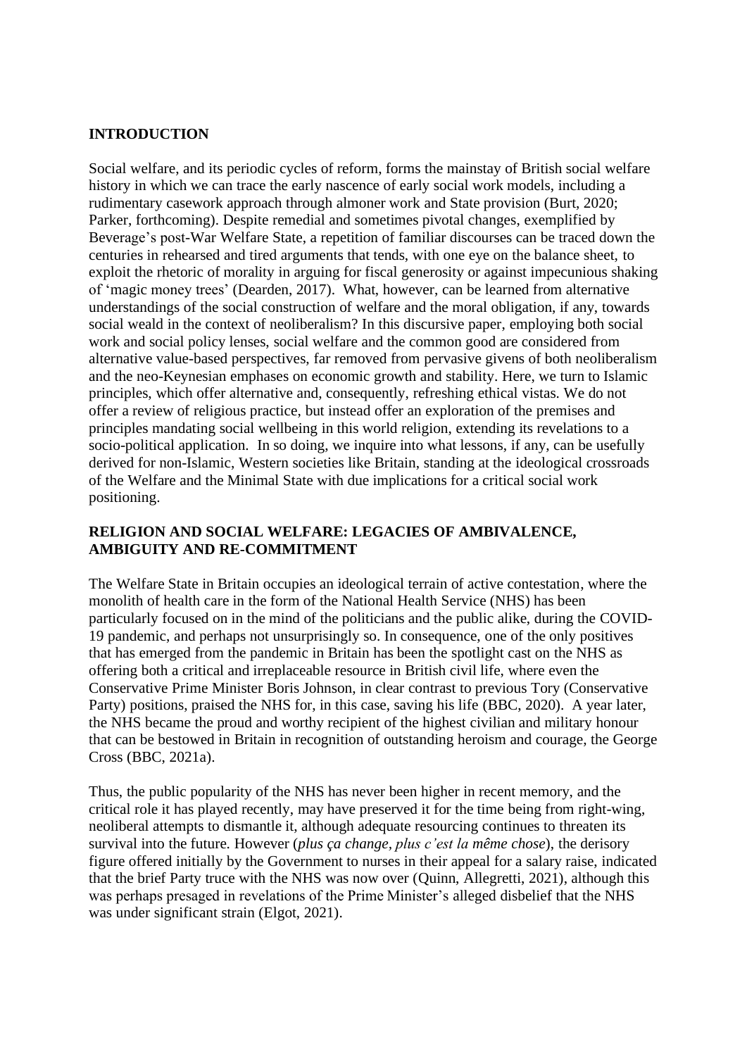## INTRODUCTION

Social welfare, and its periodic cycles of reform, forms the mainstay of British social welfare history in which we can trace the early nascence of early social work models, including a rudimentary casework approach through almoner work and State provision (Burt, 2020; Parker, forthcoming). Despite remedial and sometimes pivotal changes, exemplified by Beverage's post-War Welfare State, a repetition of familiar discourses can be traced down the centuries in rehearsed and tired arguments that tends, with one eye on the balance sheet, to exploit the rhetoric of morality in arguing for fiscal generosity or against impecunious shaking of 'magic money trees' (Dearden, 2017). What, however, can be learned from alternative understandings of the social construction of welfare and the moral obligation, if any, towards social weald in the context of neoliberalism? In this discursive paper, employing both social work and social policy lenses, social welfare and the common good are considered from alternative value-based perspectives, far removed from pervasive givens of both neoliberalism and the neo-Keynesian emphases on economic growth and stability. Here, we turn to Islamic principles, which offer alternative and, consequently, refreshing ethical vistas. We do not offer a review of religious practice, but instead offer an exploration of the premises and principles mandating social wellbeing in this world religion, extending its revelations to a socio-political application. In so doing, we inquire into what lessons, if any, can be usefully derived for non-Islamic, Western societies like Britain, standing at the ideological crossroads of the Welfare and the Minimal State with due implications for a critical social work positioning.

## RELIGION AND SOCIAL WELFARE: LEGACIES OF AMBIVALENCE, AMBIGUITY AND RE-COMMITMENT

The Welfare State in Britain occupies an ideological terrain of active contestation, where the monolith of health care in the form of the National Health Service (NHS) has been particularly focused on in the mind of the politicians and the public alike, during the COVID-19 pandemic, and perhaps not unsurprisingly so. In consequence, one of the only positives that has emerged from the pandemic in Britain has been the spotlight cast on the NHS as offering both a critical and irreplaceable resource in British civil life, where even the Conservative Prime Minister Boris Johnson, in clear contrast to previous Tory (Conservative Party) positions, praised the NHS for, in this case, saving his life (BBC, 2020). A year later, the NHS became the proud and worthy recipient of the highest civilian and military honour that can be bestowed in Britain in recognition of outstanding heroism and courage, the George Cross (BBC, 2021a).

Thus, the public popularity of the NHS has never been higher in recent memory, and the critical role it has played recently, may have preserved it for the time being from right-wing, neoliberal attempts to dismantle it, although adequate resourcing continues to threaten its survival into the future. However (*plus ça change, plus c'est la même chose*), the derisory figure offered initially by the Government to nurses in their appeal for a salary raise, indicated that the brief Party truce with the NHS was now over (Quinn, Allegretti, 2021), although this was perhaps presaged in revelations of the Prime Minister's alleged disbelief that the NHS was under significant strain (Elgot, 2021).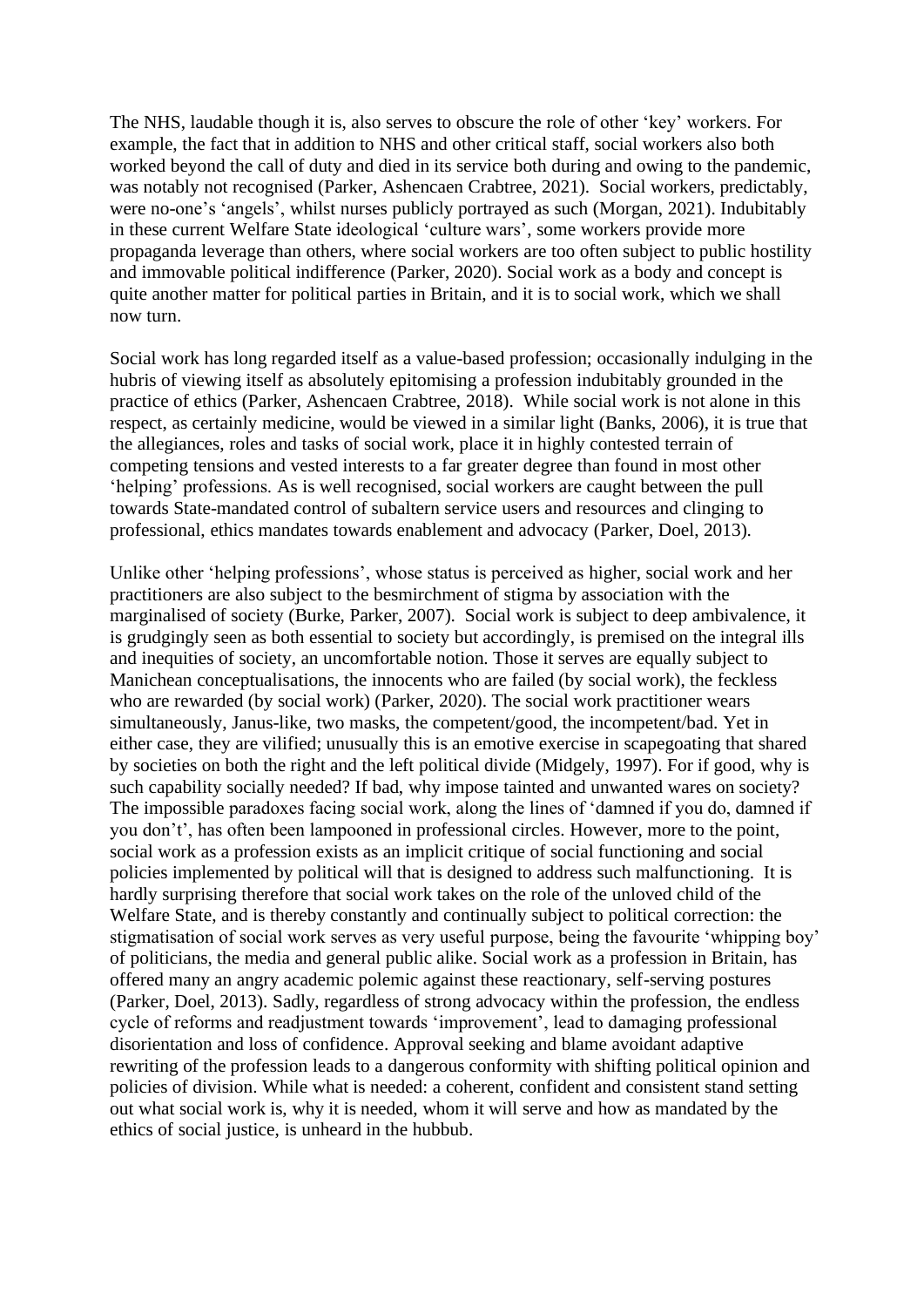The NHS, laudable though it is, also serves to obscure the role of other 'key' workers. For example, the fact that in addition to NHS and other critical staff, social workers also both worked beyond the call of duty and died in its service both during and owing to the pandemic, was notably not recognised (Parker, Ashencaen Crabtree, 2021). Social workers, predictably, were no-one's 'angels', whilst nurses publicly portrayed as such (Morgan, 2021). Indubitably in these current Welfare State ideological 'culture wars', some workers provide more propaganda leverage than others, where social workers are too often subject to public hostility and immovable political indifference (Parker, 2020). Social work as a body and concept is quite another matter for political parties in Britain, and it is to social work, which we shall now turn.

Social work has long regarded itself as a value-based profession; occasionally indulging in the hubris of viewing itself as absolutely epitomising a profession indubitably grounded in the practice of ethics (Parker, Ashencaen Crabtree, 2018). While social work is not alone in this respect, as certainly medicine, would be viewed in a similar light (Banks, 2006), it is true that the allegiances, roles and tasks of social work, place it in highly contested terrain of competing tensions and vested interests to a far greater degree than found in most other 'helping' professions. As is well recognised, social workers are caught between the pull towards State-mandated control of subaltern service users and resources and clinging to professional, ethics mandates towards enablement and advocacy (Parker, Doel, 2013).

Unlike other 'helping professions', whose status is perceived as higher, social work and her practitioners are also subject to the besmirchment of stigma by association with the marginalised of society (Burke, Parker, 2007). Social work is subject to deep ambivalence, it is grudgingly seen as both essential to society but accordingly, is premised on the integral ills and inequities of society, an uncomfortable notion. Those it serves are equally subject to Manichean conceptualisations, the innocents who are failed (by social work), the feckless who are rewarded (by social work) (Parker, 2020). The social work practitioner wears simultaneously, Janus-like, two masks, the competent/good, the incompetent/bad. Yet in either case, they are vilified; unusually this is an emotive exercise in scapegoating that shared by societies on both the right and the left political divide (Midgely, 1997). For if good, why is such capability socially needed? If bad, why impose tainted and unwanted wares on society? The impossible paradoxes facing social work, along the lines of 'damned if you do, damned if you don't', has often been lampooned in professional circles. However, more to the point, social work as a profession exists as an implicit critique of social functioning and social policies implemented by political will that is designed to address such malfunctioning. It is hardly surprising therefore that social work takes on the role of the unloved child of the Welfare State, and is thereby constantly and continually subject to political correction: the stigmatisation of social work serves as very useful purpose, being the favourite 'whipping boy' of politicians, the media and general public alike. Social work as a profession in Britain, has offered many an angry academic polemic against these reactionary, self-serving postures (Parker, Doel, 2013). Sadly, regardless of strong advocacy within the profession, the endless cycle of reforms and readjustment towards 'improvement', lead to damaging professional disorientation and loss of confidence. Approval seeking and blame avoidant adaptive rewriting of the profession leads to a dangerous conformity with shifting political opinion and policies of division. While what is needed: a coherent, confident and consistent stand setting out what social work is, why it is needed, whom it will serve and how as mandated by the ethics of social justice, is unheard in the hubbub.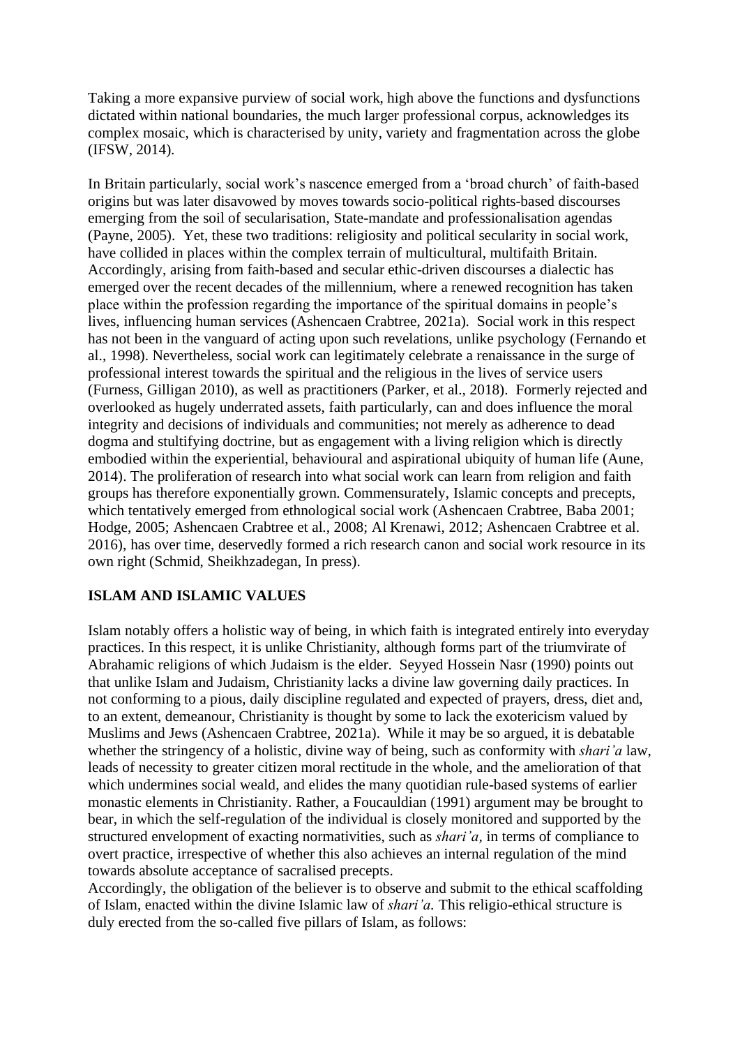Taking a more expansive purview of social work, high above the functions and dysfunctions dictated within national boundaries, the much larger professional corpus, acknowledges its complex mosaic, which is characterised by unity, variety and fragmentation across the globe (IFSW, 2014).

In Britain particularly, social work's nascence emerged from a 'broad church' of faith-based origins but was later disavowed by moves towards socio-political rights-based discourses emerging from the soil of secularisation, State-mandate and professionalisation agendas (Payne, 2005). Yet, these two traditions: religiosity and political secularity in social work, have collided in places within the complex terrain of multicultural, multifaith Britain. Accordingly, arising from faith-based and secular ethic-driven discourses a dialectic has emerged over the recent decades of the millennium, where a renewed recognition has taken place within the profession regarding the importance of the spiritual domains in people's lives, influencing human services (Ashencaen Crabtree, 2021a). Social work in this respect has not been in the vanguard of acting upon such revelations, unlike psychology (Fernando et al., 1998). Nevertheless, social work can legitimately celebrate a renaissance in the surge of professional interest towards the spiritual and the religious in the lives of service users (Furness, Gilligan 2010), as well as practitioners (Parker, et al., 2018). Formerly rejected and overlooked as hugely underrated assets, faith particularly, can and does influence the moral integrity and decisions of individuals and communities; not merely as adherence to dead dogma and stultifying doctrine, but as engagement with a living religion which is directly embodied within the experiential, behavioural and aspirational ubiquity of human life (Aune, 2014). The proliferation of research into what social work can learn from religion and faith groups has therefore exponentially grown. Commensurately, Islamic concepts and precepts, which tentatively emerged from ethnological social work (Ashencaen Crabtree, Baba 2001; Hodge, 2005; Ashencaen Crabtree et al., 2008; Al Krenawi, 2012; Ashencaen Crabtree et al. 2016), has over time, deservedly formed a rich research canon and social work resource in its own right (Schmid, Sheikhzadegan, In press).

## ISLAM AND ISLAMIC VALUES

Islam notably offers a holistic way of being, in which faith is integrated entirely into everyday practices. In this respect, it is unlike Christianity, although forms part of the triumvirate of Abrahamic religions of which Judaism is the elder. Seyyed Hossein Nasr (1990) points out that unlike Islam and Judaism, Christianity lacks a divine law governing daily practices. In not conforming to a pious, daily discipline regulated and expected of prayers, dress, diet and, to an extent, demeanour, Christianity is thought by some to lack the exotericism valued by Muslims and Jews (Ashencaen Crabtree, 2021a). While it may be so argued, it is debatable whether the stringency of a holistic, divine way of being, such as conformity with *shari'a* law, leads of necessity to greater citizen moral rectitude in the whole, and the amelioration of that which undermines social weald, and elides the many quotidian rule-based systems of earlier monastic elements in Christianity. Rather, a Foucauldian (1991) argument may be brought to bear, in which the self-regulation of the individual is closely monitored and supported by the structured envelopment of exacting normativities, such as *shari'a*, in terms of compliance to overt practice, irrespective of whether this also achieves an internal regulation of the mind towards absolute acceptance of sacralised precepts.

Accordingly, the obligation of the believer is to observe and submit to the ethical scaffolding of Islam, enacted within the divine Islamic law of *shari'a*. This religio-ethical structure is duly erected from the so-called five pillars of Islam, as follows: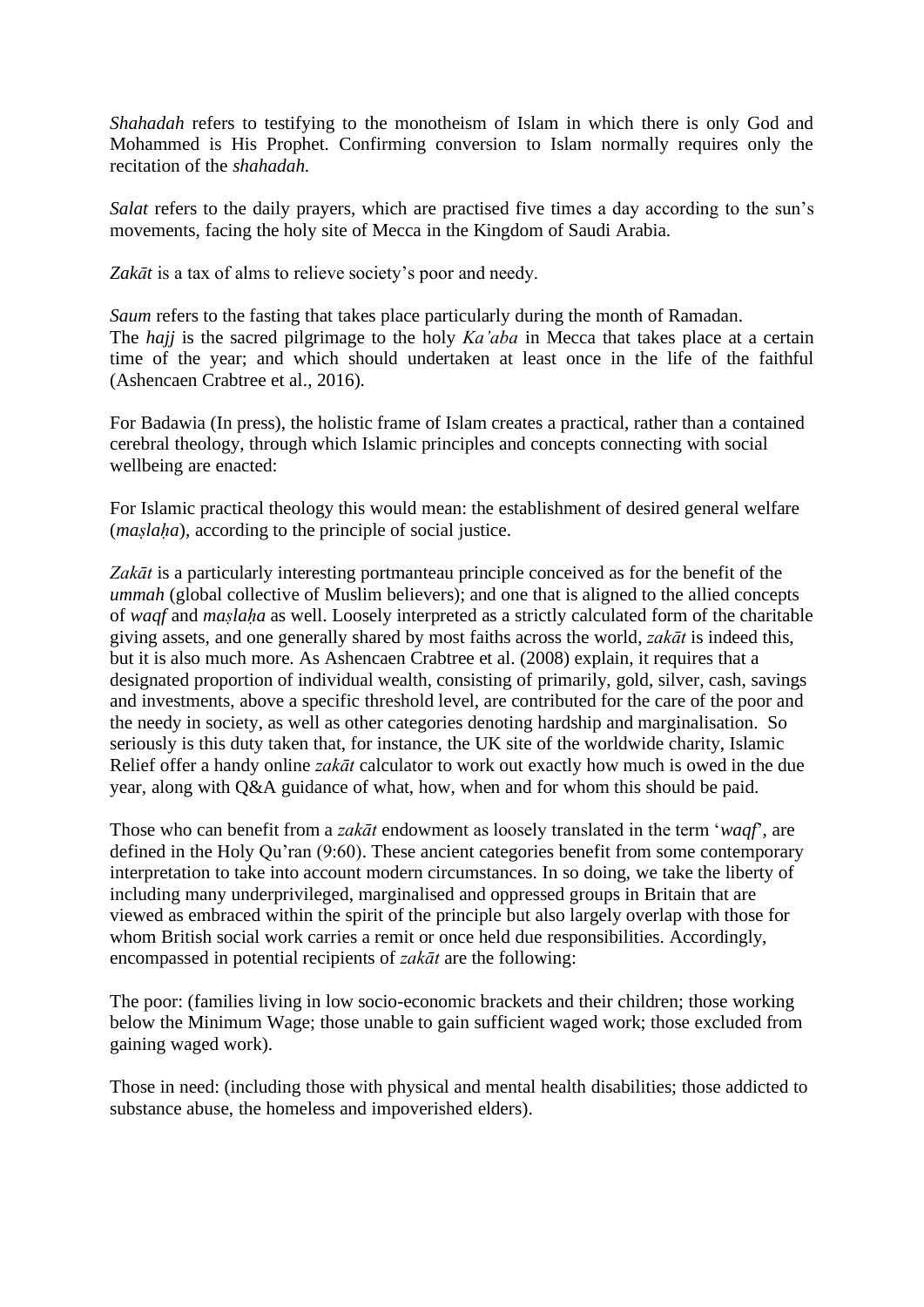*Shahadah* refers to testifying to the monotheism of Islam in which there is only God and Mohammed is His Prophet. Confirming conversion to Islam normally requires only the recitation of the *shahadah.*

*Salat* refers to the daily prayers, which are practised five times a day according to the sun's movements, facing the holy site of Mecca in the Kingdom of Saudi Arabia.

*Zakāt* is a tax of alms to relieve society's poor and needy.

*Saum* refers to the fasting that takes place particularly during the month of Ramadan.
The *hajj* is the sacred pilgrimage to the holy *Ka'aba* in Mecca that takes place at a certain time of the year; and which should undertaken at least once in the life of the faithful (Ashencaen Crabtree et al., 2016).

For Badawia (In press), the holistic frame of Islam creates a practical, rather than a contained cerebral theology, through which Islamic principles and concepts connecting with social wellbeing are enacted:

For Islamic practical theology this would mean: the establishment of desired general welfare (*maṣlaḥa*), according to the principle of social justice.

*Zakāt* is a particularly interesting portmanteau principle conceived as for the benefit of the *ummah* (global collective of Muslim believers); and one that is aligned to the allied concepts of *waqf* and *maṣlaḥa* as well. Loosely interpreted as a strictly calculated form of the charitable giving assets, and one generally shared by most faiths across the world, *zakāt* is indeed this, but it is also much more. As Ashencaen Crabtree et al. (2008) explain, it requires that a designated proportion of individual wealth, consisting of primarily, gold, silver, cash, savings and investments, above a specific threshold level, are contributed for the care of the poor and the needy in society, as well as other categories denoting hardship and marginalisation. So seriously is this duty taken that, for instance, the UK site of the worldwide charity, Islamic Relief offer a handy online *zakāt* calculator to work out exactly how much is owed in the due year, along with Q&A guidance of what, how, when and for whom this should be paid.

Those who can benefit from a *zakāt* endowment as loosely translated in the term '*waqf*', are defined in the Holy Qu'ran (9:60). These ancient categories benefit from some contemporary interpretation to take into account modern circumstances. In so doing, we take the liberty of including many underprivileged, marginalised and oppressed groups in Britain that are viewed as embraced within the spirit of the principle but also largely overlap with those for whom British social work carries a remit or once held due responsibilities. Accordingly, encompassed in potential recipients of *zakāt* are the following:

The poor: (families living in low socio-economic brackets and their children; those working below the Minimum Wage; those unable to gain sufficient waged work; those excluded from gaining waged work).

Those in need: (including those with physical and mental health disabilities; those addicted to substance abuse, the homeless and impoverished elders).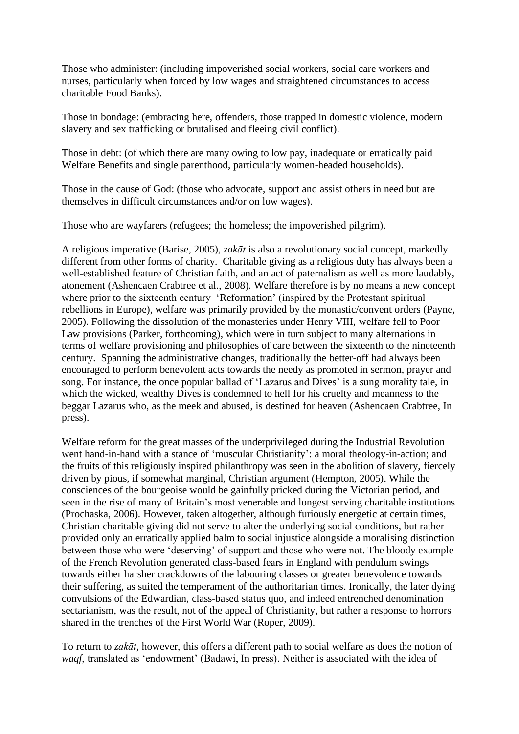Those who administer: (including impoverished social workers, social care workers and nurses, particularly when forced by low wages and straightened circumstances to access charitable Food Banks).

Those in bondage: (embracing here, offenders, those trapped in domestic violence, modern slavery and sex trafficking or brutalised and fleeing civil conflict).

Those in debt: (of which there are many owing to low pay, inadequate or erratically paid Welfare Benefits and single parenthood, particularly women-headed households).

Those in the cause of God: (those who advocate, support and assist others in need but are themselves in difficult circumstances and/or on low wages).

Those who are wayfarers (refugees; the homeless; the impoverished pilgrim).

A religious imperative (Barise, 2005), *zakāt* is also a revolutionary social concept, markedly different from other forms of charity. Charitable giving as a religious duty has always been a well-established feature of Christian faith, and an act of paternalism as well as more laudably, atonement (Ashencaen Crabtree et al., 2008). Welfare therefore is by no means a new concept where prior to the sixteenth century 'Reformation' (inspired by the Protestant spiritual rebellions in Europe), welfare was primarily provided by the monastic/convent orders (Payne, 2005). Following the dissolution of the monasteries under Henry VIII, welfare fell to Poor Law provisions (Parker, forthcoming), which were in turn subject to many alternations in terms of welfare provisioning and philosophies of care between the sixteenth to the nineteenth century. Spanning the administrative changes, traditionally the better-off had always been encouraged to perform benevolent acts towards the needy as promoted in sermon, prayer and song. For instance, the once popular ballad of 'Lazarus and Dives' is a sung morality tale, in which the wicked, wealthy Dives is condemned to hell for his cruelty and meanness to the beggar Lazarus who, as the meek and abused, is destined for heaven (Ashencaen Crabtree, In press).

Welfare reform for the great masses of the underprivileged during the Industrial Revolution went hand-in-hand with a stance of 'muscular Christianity': a moral theology-in-action; and the fruits of this religiously inspired philanthropy was seen in the abolition of slavery, fiercely driven by pious, if somewhat marginal, Christian argument (Hempton, 2005). While the consciences of the bourgeoise would be gainfully pricked during the Victorian period, and seen in the rise of many of Britain's most venerable and longest serving charitable institutions (Prochaska, 2006). However, taken altogether, although furiously energetic at certain times, Christian charitable giving did not serve to alter the underlying social conditions, but rather provided only an erratically applied balm to social injustice alongside a moralising distinction between those who were 'deserving' of support and those who were not. The bloody example of the French Revolution generated class-based fears in England with pendulum swings towards either harsher crackdowns of the labouring classes or greater benevolence towards their suffering, as suited the temperament of the authoritarian times. Ironically, the later dying convulsions of the Edwardian, class-based status quo, and indeed entrenched denomination sectarianism, was the result, not of the appeal of Christianity, but rather a response to horrors shared in the trenches of the First World War (Roper, 2009).

To return to *zakāt*, however, this offers a different path to social welfare as does the notion of *waqf*, translated as 'endowment' (Badawi, In press). Neither is associated with the idea of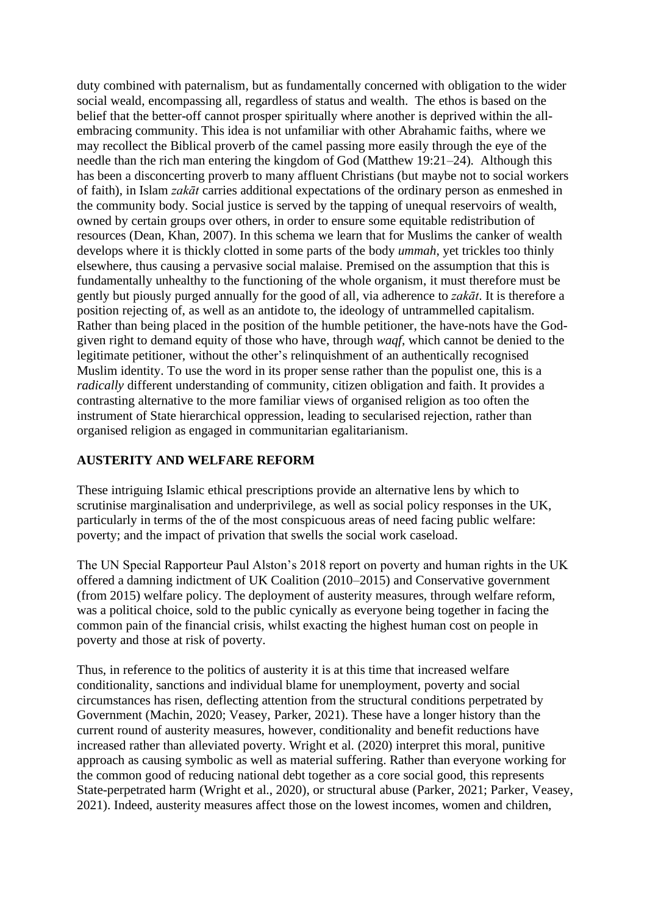duty combined with paternalism, but as fundamentally concerned with obligation to the wider social weald, encompassing all, regardless of status and wealth. The ethos is based on the belief that the better-off cannot prosper spiritually where another is deprived within the all-embracing community. This idea is not unfamiliar with other Abrahamic faiths, where we may recollect the Biblical proverb of the camel passing more easily through the eye of the needle than the rich man entering the kingdom of God (Matthew 19:21–24). Although this has been a disconcerting proverb to many affluent Christians (but maybe not to social workers of faith), in Islam *zakāt* carries additional expectations of the ordinary person as enmeshed in the community body. Social justice is served by the tapping of unequal reservoirs of wealth, owned by certain groups over others, in order to ensure some equitable redistribution of resources (Dean, Khan, 2007). In this schema we learn that for Muslims the canker of wealth develops where it is thickly clotted in some parts of the body *ummah*, yet trickles too thinly elsewhere, thus causing a pervasive social malaise. Premised on the assumption that this is fundamentally unhealthy to the functioning of the whole organism, it must therefore must be gently but piously purged annually for the good of all, via adherence to *zakāt*. It is therefore a position rejecting of, as well as an antidote to, the ideology of untrammelled capitalism. Rather than being placed in the position of the humble petitioner, the have-nots have the God-given right to demand equity of those who have, through *waqf*, which cannot be denied to the legitimate petitioner, without the other's relinquishment of an authentically recognised Muslim identity. To use the word in its proper sense rather than the populist one, this is a *radically* different understanding of community, citizen obligation and faith. It provides a contrasting alternative to the more familiar views of organised religion as too often the instrument of State hierarchical oppression, leading to secularised rejection, rather than organised religion as engaged in communitarian egalitarianism.

## AUSTERITY AND WELFARE REFORM

These intriguing Islamic ethical prescriptions provide an alternative lens by which to scrutinise marginalisation and underprivilege, as well as social policy responses in the UK, particularly in terms of the of the most conspicuous areas of need facing public welfare: poverty; and the impact of privation that swells the social work caseload.

The UN Special Rapporteur Paul Alston's 2018 report on poverty and human rights in the UK offered a damning indictment of UK Coalition (2010–2015) and Conservative government (from 2015) welfare policy. The deployment of austerity measures, through welfare reform, was a political choice, sold to the public cynically as everyone being together in facing the common pain of the financial crisis, whilst exacting the highest human cost on people in poverty and those at risk of poverty.

Thus, in reference to the politics of austerity it is at this time that increased welfare conditionality, sanctions and individual blame for unemployment, poverty and social circumstances has risen, deflecting attention from the structural conditions perpetrated by Government (Machin, 2020; Veasey, Parker, 2021). These have a longer history than the current round of austerity measures, however, conditionality and benefit reductions have increased rather than alleviated poverty. Wright et al. (2020) interpret this moral, punitive approach as causing symbolic as well as material suffering. Rather than everyone working for the common good of reducing national debt together as a core social good, this represents State-perpetrated harm (Wright et al., 2020), or structural abuse (Parker, 2021; Parker, Veasey, 2021). Indeed, austerity measures affect those on the lowest incomes, women and children,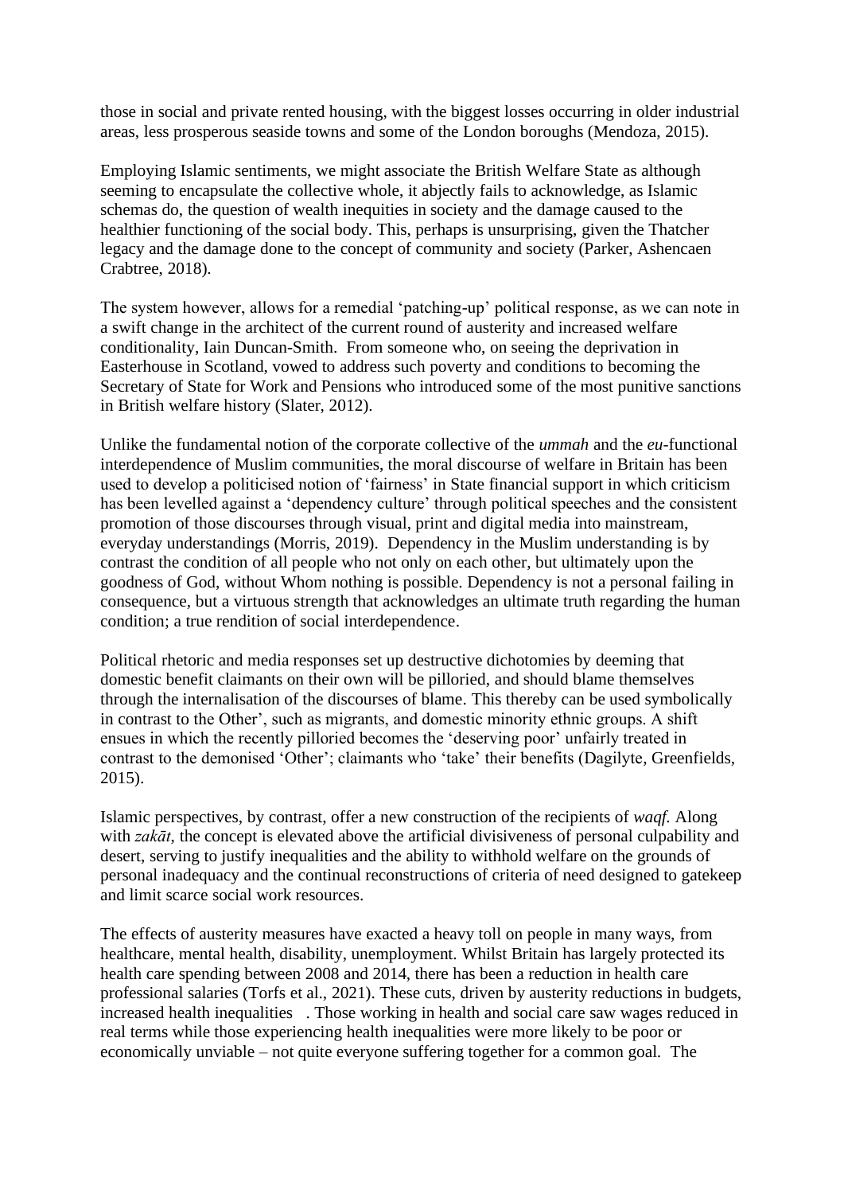those in social and private rented housing, with the biggest losses occurring in older industrial areas, less prosperous seaside towns and some of the London boroughs (Mendoza, 2015).

Employing Islamic sentiments, we might associate the British Welfare State as although seeming to encapsulate the collective whole, it abjectly fails to acknowledge, as Islamic schemas do, the question of wealth inequities in society and the damage caused to the healthier functioning of the social body. This, perhaps is unsurprising, given the Thatcher legacy and the damage done to the concept of community and society (Parker, Ashencaen Crabtree, 2018).

The system however, allows for a remedial 'patching-up' political response, as we can note in a swift change in the architect of the current round of austerity and increased welfare conditionality, Iain Duncan-Smith. From someone who, on seeing the deprivation in Easterhouse in Scotland, vowed to address such poverty and conditions to becoming the Secretary of State for Work and Pensions who introduced some of the most punitive sanctions in British welfare history (Slater, 2012).

Unlike the fundamental notion of the corporate collective of the *ummah* and the *eu*-functional interdependence of Muslim communities, the moral discourse of welfare in Britain has been used to develop a politicised notion of 'fairness' in State financial support in which criticism has been levelled against a 'dependency culture' through political speeches and the consistent promotion of those discourses through visual, print and digital media into mainstream, everyday understandings (Morris, 2019). Dependency in the Muslim understanding is by contrast the condition of all people who not only on each other, but ultimately upon the goodness of God, without Whom nothing is possible. Dependency is not a personal failing in consequence, but a virtuous strength that acknowledges an ultimate truth regarding the human condition; a true rendition of social interdependence.

Political rhetoric and media responses set up destructive dichotomies by deeming that domestic benefit claimants on their own will be pilloried, and should blame themselves through the internalisation of the discourses of blame. This thereby can be used symbolically in contrast to the Other', such as migrants, and domestic minority ethnic groups. A shift ensues in which the recently pilloried becomes the 'deserving poor' unfairly treated in contrast to the demonised 'Other'; claimants who 'take' their benefits (Dagilyte, Greenfields, 2015).

Islamic perspectives, by contrast, offer a new construction of the recipients of *waqf*. Along with *zakāt*, the concept is elevated above the artificial divisiveness of personal culpability and desert, serving to justify inequalities and the ability to withhold welfare on the grounds of personal inadequacy and the continual reconstructions of criteria of need designed to gatekeep and limit scarce social work resources.

The effects of austerity measures have exacted a heavy toll on people in many ways, from healthcare, mental health, disability, unemployment. Whilst Britain has largely protected its health care spending between 2008 and 2014, there has been a reduction in health care professional salaries (Torfs et al., 2021). These cuts, driven by austerity reductions in budgets, increased health inequalities . Those working in health and social care saw wages reduced in real terms while those experiencing health inequalities were more likely to be poor or economically unviable – not quite everyone suffering together for a common goal. The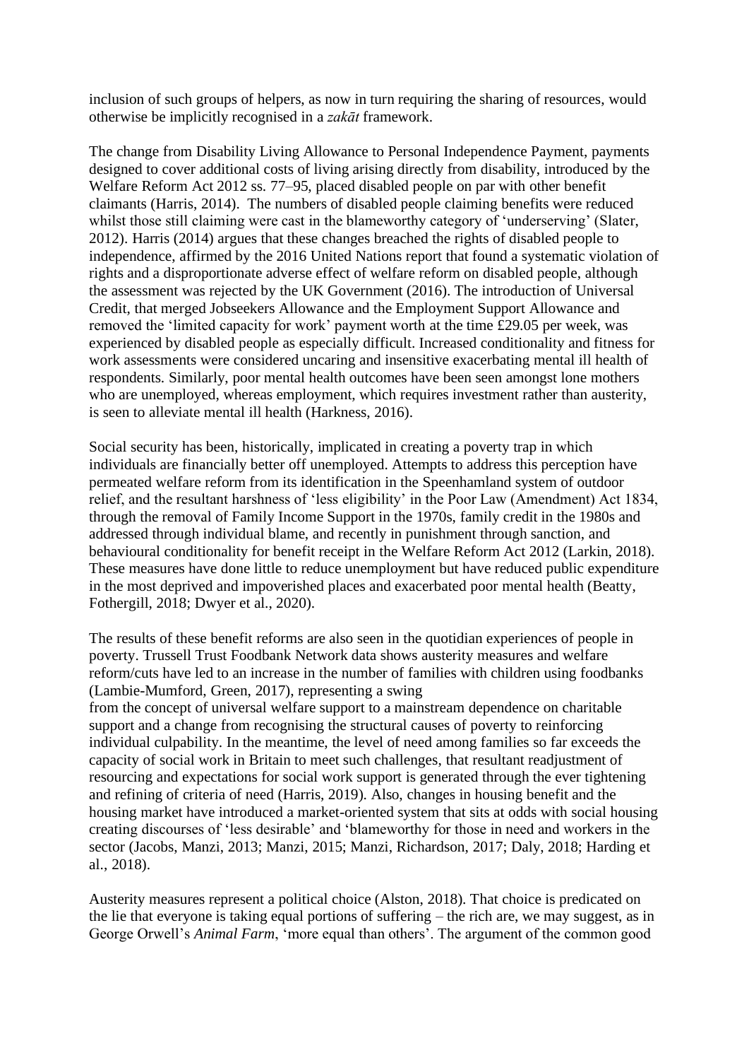inclusion of such groups of helpers, as now in turn requiring the sharing of resources, would otherwise be implicitly recognised in a *zakāt* framework.

The change from Disability Living Allowance to Personal Independence Payment, payments designed to cover additional costs of living arising directly from disability, introduced by the Welfare Reform Act 2012 ss. 77–95, placed disabled people on par with other benefit claimants (Harris, 2014). The numbers of disabled people claiming benefits were reduced whilst those still claiming were cast in the blameworthy category of 'underserving' (Slater, 2012). Harris (2014) argues that these changes breached the rights of disabled people to independence, affirmed by the 2016 United Nations report that found a systematic violation of rights and a disproportionate adverse effect of welfare reform on disabled people, although the assessment was rejected by the UK Government (2016). The introduction of Universal Credit, that merged Jobseekers Allowance and the Employment Support Allowance and removed the 'limited capacity for work' payment worth at the time £29.05 per week, was experienced by disabled people as especially difficult. Increased conditionality and fitness for work assessments were considered uncaring and insensitive exacerbating mental ill health of respondents. Similarly, poor mental health outcomes have been seen amongst lone mothers who are unemployed, whereas employment, which requires investment rather than austerity, is seen to alleviate mental ill health (Harkness, 2016).

Social security has been, historically, implicated in creating a poverty trap in which individuals are financially better off unemployed. Attempts to address this perception have permeated welfare reform from its identification in the Speenhamland system of outdoor relief, and the resultant harshness of 'less eligibility' in the Poor Law (Amendment) Act 1834, through the removal of Family Income Support in the 1970s, family credit in the 1980s and addressed through individual blame, and recently in punishment through sanction, and behavioural conditionality for benefit receipt in the Welfare Reform Act 2012 (Larkin, 2018). These measures have done little to reduce unemployment but have reduced public expenditure in the most deprived and impoverished places and exacerbated poor mental health (Beatty, Fothergill, 2018; Dwyer et al., 2020).

The results of these benefit reforms are also seen in the quotidian experiences of people in poverty. Trussell Trust Foodbank Network data shows austerity measures and welfare reform/cuts have led to an increase in the number of families with children using foodbanks (Lambie-Mumford, Green, 2017), representing a swing from the concept of universal welfare support to a mainstream dependence on charitable support and a change from recognising the structural causes of poverty to reinforcing individual culpability. In the meantime, the level of need among families so far exceeds the capacity of social work in Britain to meet such challenges, that resultant readjustment of resourcing and expectations for social work support is generated through the ever tightening and refining of criteria of need (Harris, 2019). Also, changes in housing benefit and the housing market have introduced a market-oriented system that sits at odds with social housing creating discourses of 'less desirable' and 'blameworthy for those in need and workers in the sector (Jacobs, Manzi, 2013; Manzi, 2015; Manzi, Richardson, 2017; Daly, 2018; Harding et al., 2018).

Austerity measures represent a political choice (Alston, 2018). That choice is predicated on the lie that everyone is taking equal portions of suffering – the rich are, we may suggest, as in George Orwell's *Animal Farm*, 'more equal than others'. The argument of the common good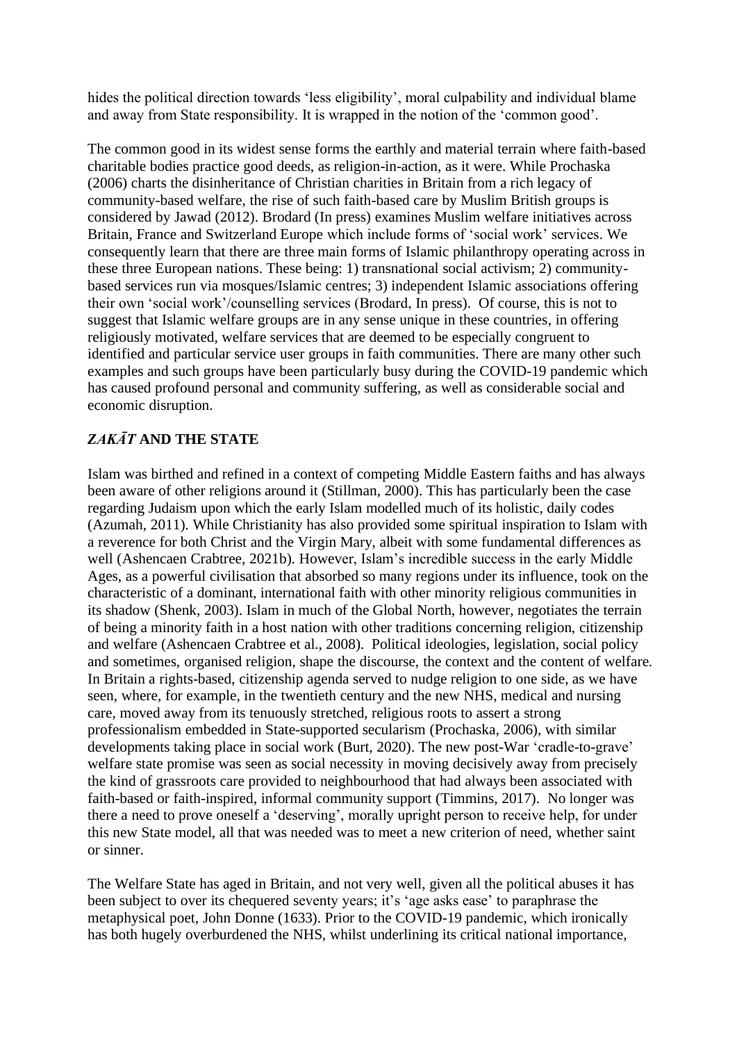hides the political direction towards 'less eligibility', moral culpability and individual blame and away from State responsibility. It is wrapped in the notion of the 'common good'.

The common good in its widest sense forms the earthly and material terrain where faith-based charitable bodies practice good deeds, as religion-in-action, as it were. While Prochaska (2006) charts the disinheritance of Christian charities in Britain from a rich legacy of community-based welfare, the rise of such faith-based care by Muslim British groups is considered by Jawad (2012). Brodard (In press) examines Muslim welfare initiatives across Britain, France and Switzerland Europe which include forms of 'social work' services. We consequently learn that there are three main forms of Islamic philanthropy operating across in these three European nations. These being: 1) transnational social activism; 2) community-based services run via mosques/Islamic centres; 3) independent Islamic associations offering their own 'social work'/counselling services (Brodard, In press). Of course, this is not to suggest that Islamic welfare groups are in any sense unique in these countries, in offering religiously motivated, welfare services that are deemed to be especially congruent to identified and particular service user groups in faith communities. There are many other such examples and such groups have been particularly busy during the COVID-19 pandemic which has caused profound personal and community suffering, as well as considerable social and economic disruption.

## *ZAKĀT* AND THE STATE

Islam was birthed and refined in a context of competing Middle Eastern faiths and has always been aware of other religions around it (Stillman, 2000). This has particularly been the case regarding Judaism upon which the early Islam modelled much of its holistic, daily codes (Azumah, 2011). While Christianity has also provided some spiritual inspiration to Islam with a reverence for both Christ and the Virgin Mary, albeit with some fundamental differences as well (Ashencaen Crabtree, 2021b). However, Islam's incredible success in the early Middle Ages, as a powerful civilisation that absorbed so many regions under its influence, took on the characteristic of a dominant, international faith with other minority religious communities in its shadow (Shenk, 2003). Islam in much of the Global North, however, negotiates the terrain of being a minority faith in a host nation with other traditions concerning religion, citizenship and welfare (Ashencaen Crabtree et al., 2008). Political ideologies, legislation, social policy and sometimes, organised religion, shape the discourse, the context and the content of welfare. In Britain a rights-based, citizenship agenda served to nudge religion to one side, as we have seen, where, for example, in the twentieth century and the new NHS, medical and nursing care, moved away from its tenuously stretched, religious roots to assert a strong professionalism embedded in State-supported secularism (Prochaska, 2006), with similar developments taking place in social work (Burt, 2020). The new post-War 'cradle-to-grave' welfare state promise was seen as social necessity in moving decisively away from precisely the kind of grassroots care provided to neighbourhood that had always been associated with faith-based or faith-inspired, informal community support (Timmins, 2017). No longer was there a need to prove oneself a 'deserving', morally upright person to receive help, for under this new State model, all that was needed was to meet a new criterion of need, whether saint or sinner.

The Welfare State has aged in Britain, and not very well, given all the political abuses it has been subject to over its chequered seventy years; it's 'age asks ease' to paraphrase the metaphysical poet, John Donne (1633). Prior to the COVID-19 pandemic, which ironically has both hugely overburdened the NHS, whilst underlining its critical national importance,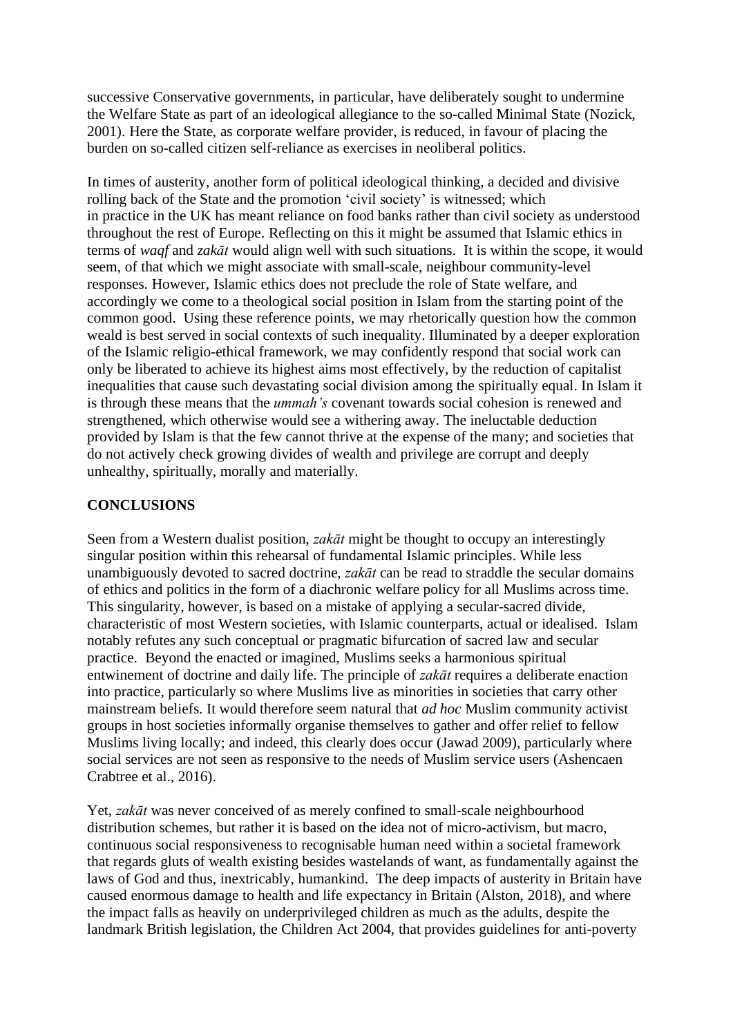successive Conservative governments, in particular, have deliberately sought to undermine the Welfare State as part of an ideological allegiance to the so-called Minimal State (Nozick, 2001). Here the State, as corporate welfare provider, is reduced, in favour of placing the burden on so-called citizen self-reliance as exercises in neoliberal politics.

In times of austerity, another form of political ideological thinking, a decided and divisive rolling back of the State and the promotion 'civil society' is witnessed; which in practice in the UK has meant reliance on food banks rather than civil society as understood throughout the rest of Europe. Reflecting on this it might be assumed that Islamic ethics in terms of *waqf* and *zakāt* would align well with such situations. It is within the scope, it would seem, of that which we might associate with small-scale, neighbour community-level responses. However, Islamic ethics does not preclude the role of State welfare, and accordingly we come to a theological social position in Islam from the starting point of the common good. Using these reference points, we may rhetorically question how the common weald is best served in social contexts of such inequality. Illuminated by a deeper exploration of the Islamic religio-ethical framework, we may confidently respond that social work can only be liberated to achieve its highest aims most effectively, by the reduction of capitalist inequalities that cause such devastating social division among the spiritually equal. In Islam it is through these means that the *ummah's* covenant towards social cohesion is renewed and strengthened, which otherwise would see a withering away. The ineluctable deduction provided by Islam is that the few cannot thrive at the expense of the many; and societies that do not actively check growing divides of wealth and privilege are corrupt and deeply unhealthy, spiritually, morally and materially.

## CONCLUSIONS

Seen from a Western dualist position, *zakāt* might be thought to occupy an interestingly singular position within this rehearsal of fundamental Islamic principles. While less unambiguously devoted to sacred doctrine, *zakāt* can be read to straddle the secular domains of ethics and politics in the form of a diachronic welfare policy for all Muslims across time. This singularity, however, is based on a mistake of applying a secular-sacred divide, characteristic of most Western societies, with Islamic counterparts, actual or idealised. Islam notably refutes any such conceptual or pragmatic bifurcation of sacred law and secular practice. Beyond the enacted or imagined, Muslims seeks a harmonious spiritual entwinement of doctrine and daily life. The principle of *zakāt* requires a deliberate enaction into practice, particularly so where Muslims live as minorities in societies that carry other mainstream beliefs. It would therefore seem natural that *ad hoc* Muslim community activist groups in host societies informally organise themselves to gather and offer relief to fellow Muslims living locally; and indeed, this clearly does occur (Jawad 2009), particularly where social services are not seen as responsive to the needs of Muslim service users (Ashencaen Crabtree et al., 2016).

Yet, *zakāt* was never conceived of as merely confined to small-scale neighbourhood distribution schemes, but rather it is based on the idea not of micro-activism, but macro, continuous social responsiveness to recognisable human need within a societal framework that regards gluts of wealth existing besides wastelands of want, as fundamentally against the laws of God and thus, inextricably, humankind. The deep impacts of austerity in Britain have caused enormous damage to health and life expectancy in Britain (Alston, 2018), and where the impact falls as heavily on underprivileged children as much as the adults, despite the landmark British legislation, the Children Act 2004, that provides guidelines for anti-poverty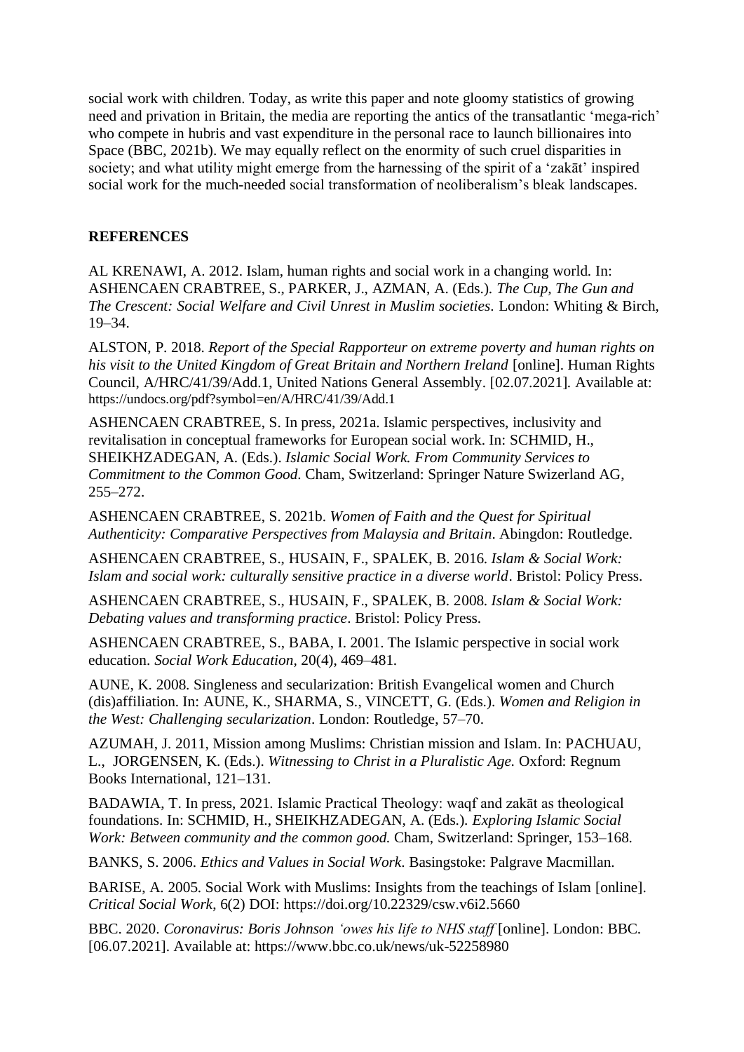social work with children. Today, as write this paper and note gloomy statistics of growing need and privation in Britain, the media are reporting the antics of the transatlantic 'mega-rich' who compete in hubris and vast expenditure in the personal race to launch billionaires into Space (BBC, 2021b). We may equally reflect on the enormity of such cruel disparities in society; and what utility might emerge from the harnessing of the spirit of a 'zakāt' inspired social work for the much-needed social transformation of neoliberalism's bleak landscapes.

**REFERENCES**

AL KRENAWI, A. 2012. Islam, human rights and social work in a changing world. In: ASHENCAEN CRABTREE, S., PARKER, J., AZMAN, A. (Eds.). *The Cup, The Gun and The Crescent: Social Welfare and Civil Unrest in Muslim societies*. London: Whiting & Birch, 19–34.

ALSTON, P. 2018. *Report of the Special Rapporteur on extreme poverty and human rights on his visit to the United Kingdom of Great Britain and Northern Ireland* [online]. Human Rights Council, A/HRC/41/39/Add.1, United Nations General Assembly. [02.07.2021]. Available at: https://undocs.org/pdf?symbol=en/A/HRC/41/39/Add.1

ASHENCAEN CRABTREE, S. In press, 2021a. Islamic perspectives, inclusivity and revitalisation in conceptual frameworks for European social work. In: SCHMID, H., SHEIKHZADEGAN, A. (Eds.). *Islamic Social Work. From Community Services to Commitment to the Common Good*. Cham, Switzerland: Springer Nature Swizerland AG, 255–272.

ASHENCAEN CRABTREE, S. 2021b. *Women of Faith and the Quest for Spiritual Authenticity: Comparative Perspectives from Malaysia and Britain*. Abingdon: Routledge.

ASHENCAEN CRABTREE, S., HUSAIN, F., SPALEK, B. 2016. *Islam & Social Work: Islam and social work: culturally sensitive practice in a diverse world*. Bristol: Policy Press.

ASHENCAEN CRABTREE, S., HUSAIN, F., SPALEK, B. 2008. *Islam & Social Work: Debating values and transforming practice*. Bristol: Policy Press.

ASHENCAEN CRABTREE, S., BABA, I. 2001. The Islamic perspective in social work education. *Social Work Education*, 20(4), 469–481.

AUNE, K. 2008. Singleness and secularization: British Evangelical women and Church (dis)affiliation. In: AUNE, K., SHARMA, S., VINCETT, G. (Eds.). *Women and Religion in the West: Challenging secularization*. London: Routledge, 57–70.

AZUMAH, J. 2011, Mission among Muslims: Christian mission and Islam. In: PACHUAU, L., JORGENSEN, K. (Eds.). *Witnessing to Christ in a Pluralistic Age.* Oxford: Regnum Books International, 121–131.

BADAWIA, T. In press, 2021. Islamic Practical Theology: waqf and zakāt as theological foundations. In: SCHMID, H., SHEIKHZADEGAN, A. (Eds.). *Exploring Islamic Social Work: Between community and the common good.* Cham, Switzerland: Springer, 153–168.

BANKS, S. 2006. *Ethics and Values in Social Work*. Basingstoke: Palgrave Macmillan.

BARISE, A. 2005. Social Work with Muslims: Insights from the teachings of Islam [online]. *Critical Social Work*, 6(2) DOI: https://doi.org/10.22329/csw.v6i2.5660

BBC. 2020. *Coronavirus: Boris Johnson 'owes his life to NHS staff'* [online]. London: BBC. [06.07.2021]. Available at: https://www.bbc.co.uk/news/uk-52258980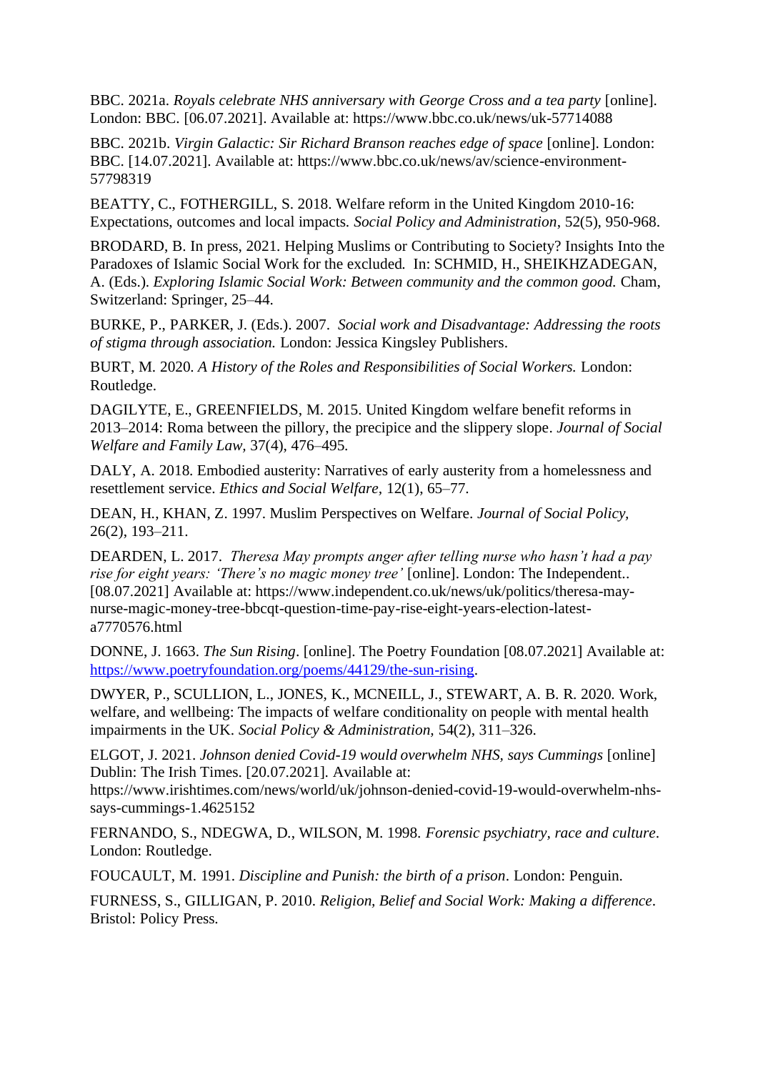BBC. 2021a. *Royals celebrate NHS anniversary with George Cross and a tea party* [online]. London: BBC. [06.07.2021]. Available at: https://www.bbc.co.uk/news/uk-57714088

BBC. 2021b. *Virgin Galactic: Sir Richard Branson reaches edge of space* [online]. London: BBC. [14.07.2021]. Available at: https://www.bbc.co.uk/news/av/science-environment-57798319

BEATTY, C., FOTHERGILL, S. 2018. Welfare reform in the United Kingdom 2010-16: Expectations, outcomes and local impacts. *Social Policy and Administration*, 52(5), 950-968.

BRODARD, B. In press, 2021. Helping Muslims or Contributing to Society? Insights Into the Paradoxes of Islamic Social Work for the excluded*.* In: SCHMID, H., SHEIKHZADEGAN, A. (Eds.). *Exploring Islamic Social Work: Between community and the common good.* Cham, Switzerland: Springer, 25–44.

BURKE, P., PARKER, J. (Eds.). 2007. *Social work and Disadvantage: Addressing the roots of stigma through association.* London: Jessica Kingsley Publishers.

BURT, M. 2020. *A History of the Roles and Responsibilities of Social Workers.* London: Routledge.

DAGILYTE, E., GREENFIELDS, M. 2015. United Kingdom welfare benefit reforms in 2013–2014: Roma between the pillory, the precipice and the slippery slope. *Journal of Social Welfare and Family Law,* 37(4), 476–495.

DALY, A. 2018. Embodied austerity: Narratives of early austerity from a homelessness and resettlement service. *Ethics and Social Welfare,* 12(1), 65–77.

DEAN, H., KHAN, Z. 1997. Muslim Perspectives on Welfare. *Journal of Social Policy,* 26(2), 193–211.

DEARDEN, L. 2017. *Theresa May prompts anger after telling nurse who hasn't had a pay rise for eight years: 'There's no magic money tree'* [online]. London: The Independent.. [08.07.2021] Available at: https://www.independent.co.uk/news/uk/politics/theresa-may-nurse-magic-money-tree-bbcqt-question-time-pay-rise-eight-years-election-latest-a7770576.html

DONNE, J. 1663. *The Sun Rising*. [online]. The Poetry Foundation [08.07.2021] Available at: https://www.poetryfoundation.org/poems/44129/the-sun-rising.

DWYER, P., SCULLION, L., JONES, K., MCNEILL, J., STEWART, A. B. R. 2020. Work, welfare, and wellbeing: The impacts of welfare conditionality on people with mental health impairments in the UK. *Social Policy & Administration,* 54(2), 311–326.

ELGOT, J. 2021. *Johnson denied Covid-19 would overwhelm NHS, says Cummings* [online] Dublin: The Irish Times. [20.07.2021]. Available at: https://www.irishtimes.com/news/world/uk/johnson-denied-covid-19-would-overwhelm-nhs-says-cummings-1.4625152

FERNANDO, S., NDEGWA, D., WILSON, M. 1998. *Forensic psychiatry, race and culture*. London: Routledge.

FOUCAULT, M. 1991. *Discipline and Punish: the birth of a prison*. London: Penguin.

FURNESS, S., GILLIGAN, P. 2010. *Religion, Belief and Social Work: Making a difference*. Bristol: Policy Press.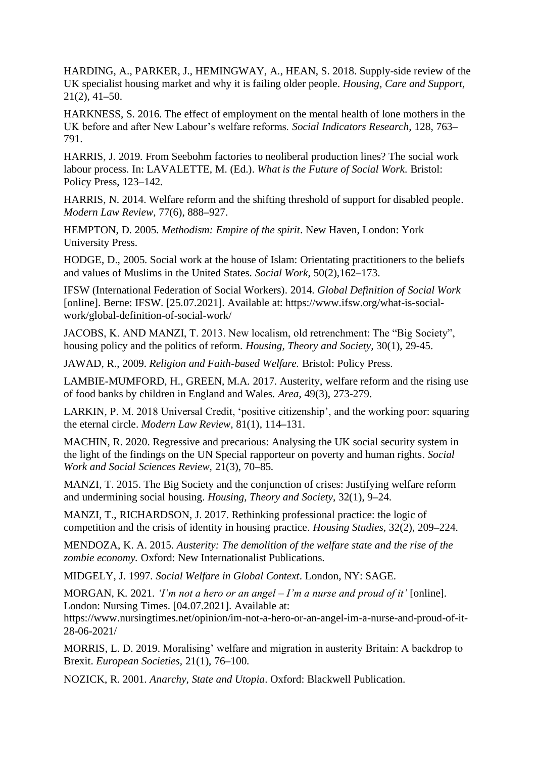HARDING, A., PARKER, J., HEMINGWAY, A., HEAN, S. 2018. Supply-side review of the UK specialist housing market and why it is failing older people. *Housing, Care and Support*, 21(2), 41–50.

HARKNESS, S. 2016. The effect of employment on the mental health of lone mothers in the UK before and after New Labour's welfare reforms. *Social Indicators Research,* 128, 763–791.

HARRIS, J. 2019. From Seebohm factories to neoliberal production lines? The social work labour process. In: LAVALETTE, M. (Ed.). *What is the Future of Social Work*. Bristol: Policy Press, 123–142.

HARRIS, N. 2014. Welfare reform and the shifting threshold of support for disabled people. *Modern Law Review,* 77(6), 888–927.

HEMPTON, D. 2005. *Methodism: Empire of the spirit*. New Haven, London: York University Press.

HODGE, D., 2005. Social work at the house of Islam: Orientating practitioners to the beliefs and values of Muslims in the United States. *Social Work*, 50(2),162–173.

IFSW (International Federation of Social Workers). 2014. *Global Definition of Social Work* [online]. Berne: IFSW. [25.07.2021]. Available at: https://www.ifsw.org/what-is-social-work/global-definition-of-social-work/

JACOBS, K. AND MANZI, T. 2013. New localism, old retrenchment: The "Big Society", housing policy and the politics of reform. *Housing, Theory and Society,* 30(1), 29-45.

JAWAD, R., 2009. *Religion and Faith-based Welfare.* Bristol: Policy Press.

LAMBIE-MUMFORD, H., GREEN, M.A. 2017. Austerity, welfare reform and the rising use of food banks by children in England and Wales. *Area*, 49(3), 273-279.

LARKIN, P. M. 2018 Universal Credit, 'positive citizenship', and the working poor: squaring the eternal circle. *Modern Law Review*, 81(1), 114–131.

MACHIN, R. 2020. Regressive and precarious: Analysing the UK social security system in the light of the findings on the UN Special rapporteur on poverty and human rights. *Social Work and Social Sciences Review,* 21(3), 70–85.

MANZI, T. 2015. The Big Society and the conjunction of crises: Justifying welfare reform and undermining social housing. *Housing, Theory and Society*, 32(1), 9–24.

MANZI, T., RICHARDSON, J. 2017. Rethinking professional practice: the logic of competition and the crisis of identity in housing practice. *Housing Studies*, 32(2), 209–224.

MENDOZA, K. A. 2015. *Austerity: The demolition of the welfare state and the rise of the zombie economy.* Oxford: New Internationalist Publications.

MIDGELY, J. 1997. *Social Welfare in Global Context*. London, NY: SAGE.

MORGAN, K. 2021. *'I'm not a hero or an angel – I'm a nurse and proud of it'* [online]. London: Nursing Times. [04.07.2021]. Available at: https://www.nursingtimes.net/opinion/im-not-a-hero-or-an-angel-im-a-nurse-and-proud-of-it-28-06-2021/

MORRIS, L. D. 2019. Moralising' welfare and migration in austerity Britain: A backdrop to Brexit. *European Societies,* 21(1), 76–100.

NOZICK, R. 2001. *Anarchy, State and Utopia*. Oxford: Blackwell Publication.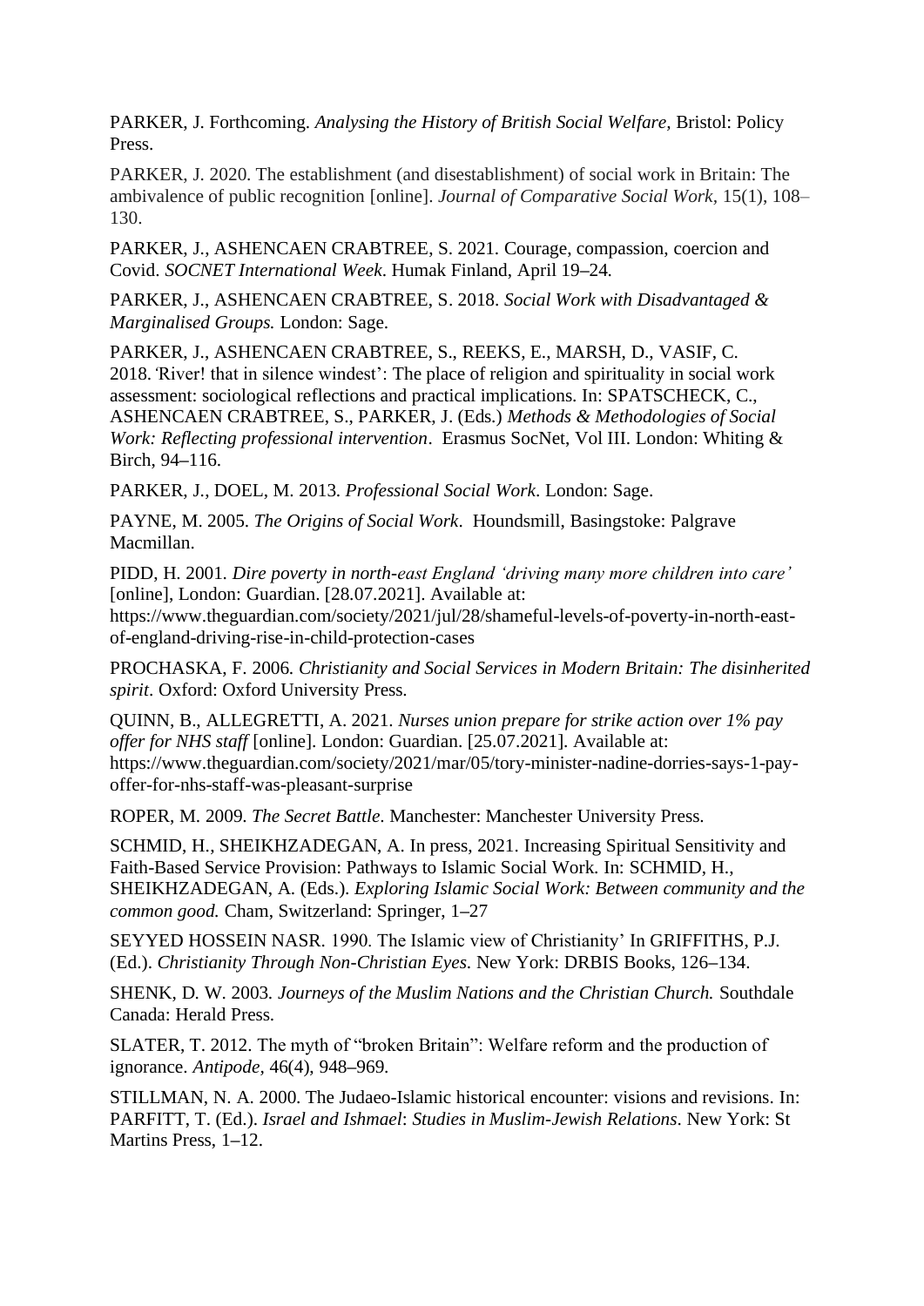PARKER, J. Forthcoming. *Analysing the History of British Social Welfare*, Bristol: Policy Press.

PARKER, J. 2020. The establishment (and disestablishment) of social work in Britain: The ambivalence of public recognition [online]. *Journal of Comparative Social Work*, 15(1), 108–130.

PARKER, J., ASHENCAEN CRABTREE, S. 2021. Courage, compassion, coercion and Covid. *SOCNET International Week*. Humak Finland, April 19–24.

PARKER, J., ASHENCAEN CRABTREE, S. 2018. *Social Work with Disadvantaged & Marginalised Groups.* London: Sage.

PARKER, J., ASHENCAEN CRABTREE, S., REEKS, E., MARSH, D., VASIF, C. 2018. 'River! that in silence windest': The place of religion and spirituality in social work assessment: sociological reflections and practical implications. In: SPATSCHECK, C., ASHENCAEN CRABTREE, S., PARKER, J. (Eds.) *Methods & Methodologies of Social Work: Reflecting professional intervention*. Erasmus SocNet, Vol III. London: Whiting & Birch, 94–116.

PARKER, J., DOEL, M. 2013. *Professional Social Work*. London: Sage.

PAYNE, M. 2005. *The Origins of Social Work*. Houndsmill, Basingstoke: Palgrave Macmillan.

PIDD, H. 2001. *Dire poverty in north-east England 'driving many more children into care'* [online], London: Guardian. [28.07.2021]. Available at: https://www.theguardian.com/society/2021/jul/28/shameful-levels-of-poverty-in-north-east-of-england-driving-rise-in-child-protection-cases

PROCHASKA, F. 2006. *Christianity and Social Services in Modern Britain: The disinherited spirit*. Oxford: Oxford University Press.

QUINN, B., ALLEGRETTI, A. 2021. *Nurses union prepare for strike action over 1% pay offer for NHS staff* [online]. London: Guardian. [25.07.2021]. Available at: https://www.theguardian.com/society/2021/mar/05/tory-minister-nadine-dorries-says-1-pay-offer-for-nhs-staff-was-pleasant-surprise

ROPER, M. 2009. *The Secret Battle*. Manchester: Manchester University Press.

SCHMID, H., SHEIKHZADEGAN, A. In press, 2021. Increasing Spiritual Sensitivity and Faith-Based Service Provision: Pathways to Islamic Social Work. In: SCHMID, H., SHEIKHZADEGAN, A. (Eds.). *Exploring Islamic Social Work: Between community and the common good.* Cham, Switzerland: Springer, 1–27

SEYYED HOSSEIN NASR. 1990. The Islamic view of Christianity' In GRIFFITHS, P.J. (Ed.). *Christianity Through Non-Christian Eyes.* New York: DRBIS Books, 126–134.

SHENK, D. W. 2003. *Journeys of the Muslim Nations and the Christian Church.* Southdale Canada: Herald Press.

SLATER, T. 2012. The myth of "broken Britain": Welfare reform and the production of ignorance. *Antipode*, 46(4), 948–969.

STILLMAN, N. A. 2000. The Judaeo-Islamic historical encounter: visions and revisions. In: PARFITT, T. (Ed.). *Israel and Ishmael*: *Studies in Muslim-Jewish Relations*. New York: St Martins Press, 1–12.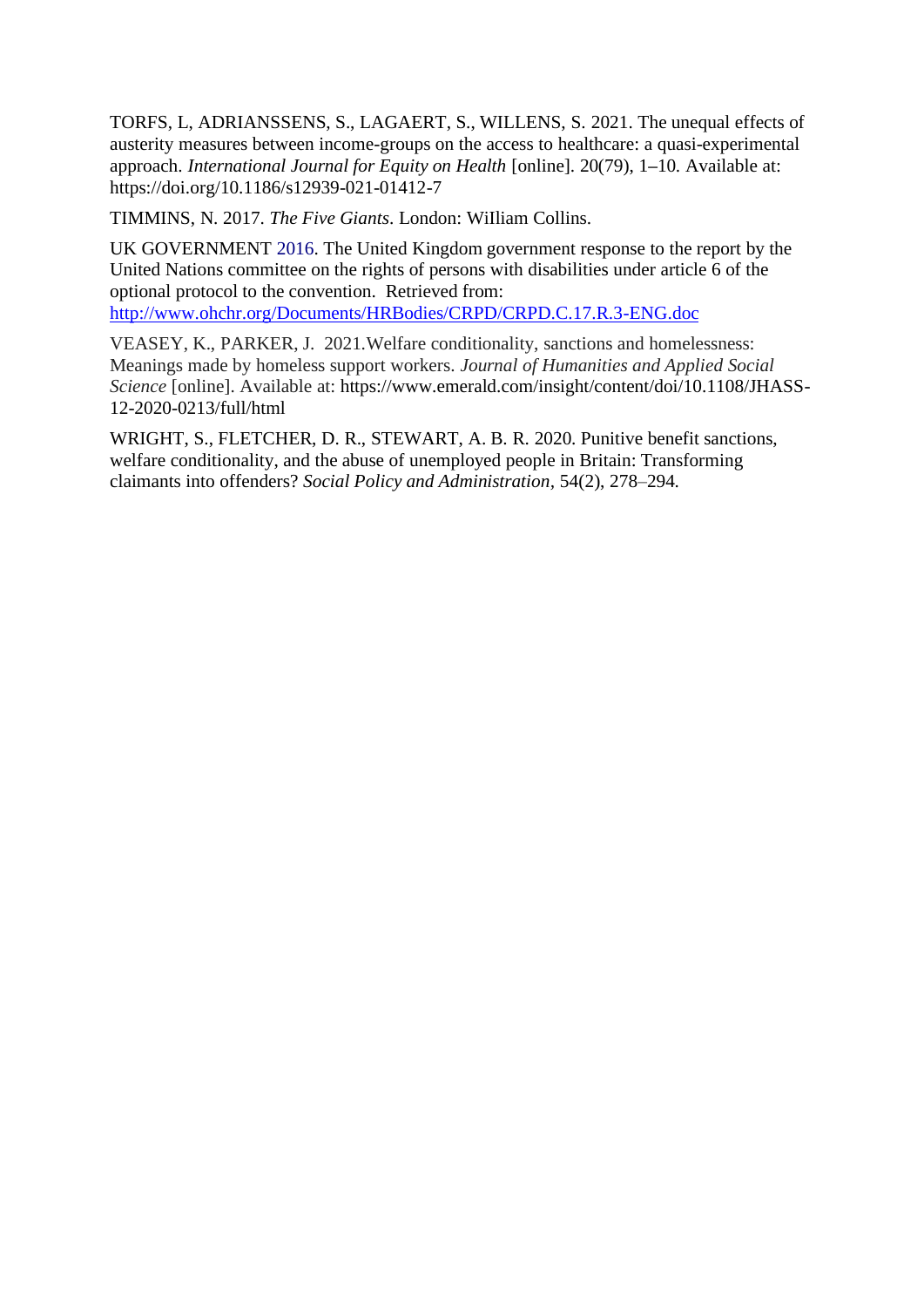TORFS, L, ADRIANSSENS, S., LAGAERT, S., WILLENS, S. 2021. The unequal effects of austerity measures between income-groups on the access to healthcare: a quasi-experimental approach. *International Journal for Equity on Health* [online]. 20(79), 1–10. Available at: https://doi.org/10.1186/s12939-021-01412-7

TIMMINS, N. 2017. *The Five Giants*. London: WiIliam Collins.

UK GOVERNMENT 2016. The United Kingdom government response to the report by the United Nations committee on the rights of persons with disabilities under article 6 of the optional protocol to the convention. Retrieved from: http://www.ohchr.org/Documents/HRBodies/CRPD/CRPD.C.17.R.3-ENG.doc

VEASEY, K., PARKER, J. 2021.Welfare conditionality, sanctions and homelessness: Meanings made by homeless support workers. *Journal of Humanities and Applied Social Science* [online]. Available at: https://www.emerald.com/insight/content/doi/10.1108/JHASS-12-2020-0213/full/html

WRIGHT, S., FLETCHER, D. R., STEWART, A. B. R. 2020. Punitive benefit sanctions, welfare conditionality, and the abuse of unemployed people in Britain: Transforming claimants into offenders? *Social Policy and Administration*, 54(2), 278–294.